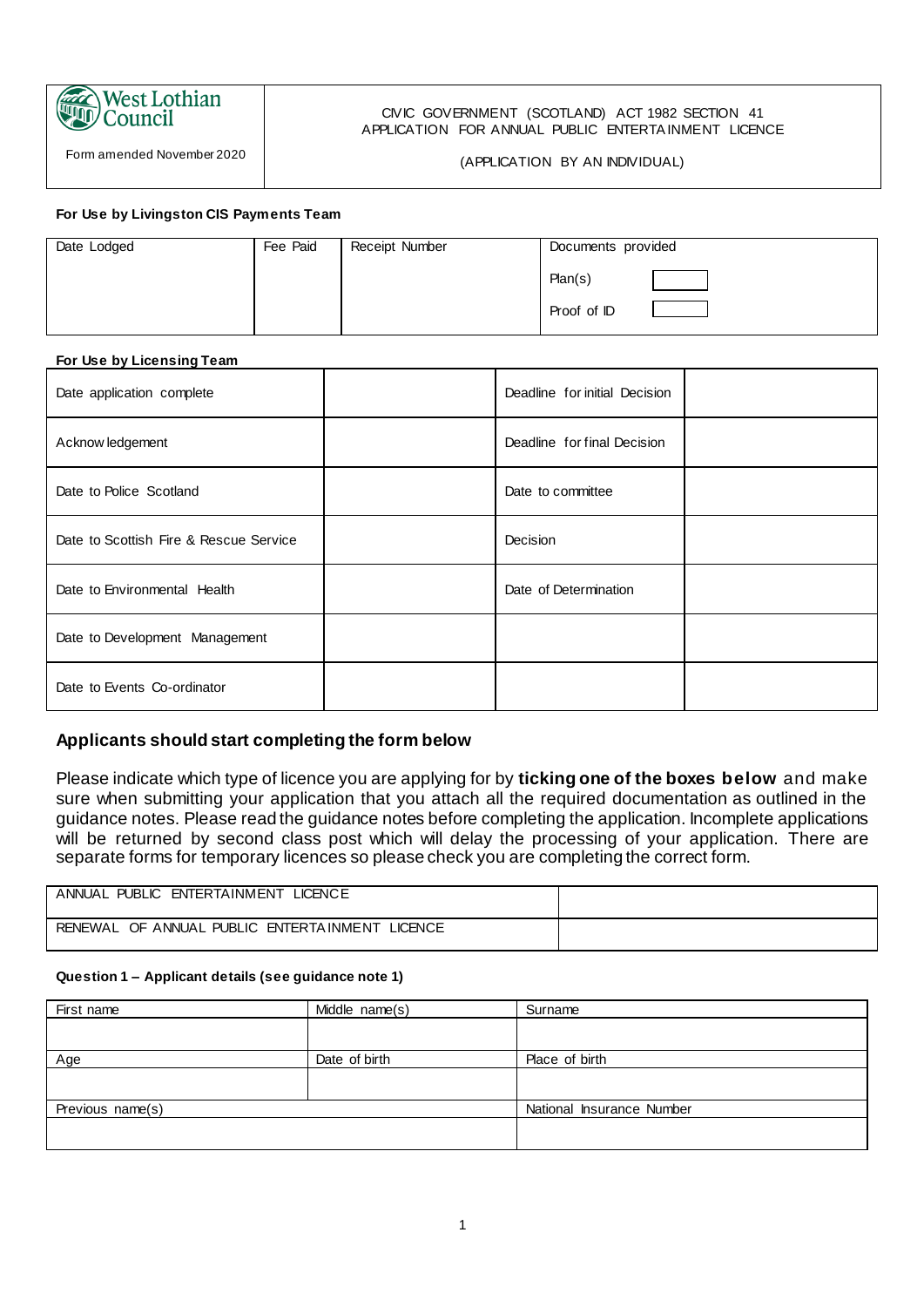| West Lothian Council<br><br>Form amended November 2020 | CIVIC GOVERNMENT (SCOTLAND) ACT 1982 SECTION 41<br>APPLICATION FOR ANNUAL PUBLIC ENTERTAINMENT LICENCE<br><br>(APPLICATION BY AN INDIVIDUAL) |
|---|---|

**For Use by Livingston CIS Payments Team**

| Date Lodged | Fee Paid | Receipt Number | Documents provided |
|---|---|---|---|
| | | | Plan(s) ☐ |
| | | | Proof of ID ☐ |

**For Use by Licensing Team**

| | | | |
|---|---|---|---|
| Date application complete | | Deadline for initial Decision | |
| Acknowledgement | | Deadline for final Decision | |
| Date to Police Scotland | | Date to committee | |
| Date to Scottish Fire & Rescue Service | | Decision | |
| Date to Environmental Health | | Date of Determination | |
| Date to Development Management | | | |
| Date to Events Co-ordinator | | | |

## Applicants should start completing the form below

Please indicate which type of licence you are applying for by **ticking one of the boxes below** and make sure when submitting your application that you attach all the required documentation as outlined in the guidance notes. Please read the guidance notes before completing the application. Incomplete applications will be returned by second class post which will delay the processing of your application. There are separate forms for temporary licences so please check you are completing the correct form.

| | |
|---|---|
| ANNUAL PUBLIC ENTERTAINMENT LICENCE | |
| RENEWAL OF ANNUAL PUBLIC ENTERTAINMENT LICENCE | |

**Question 1 – Applicant details (see guidance note 1)**

| First name | Middle name(s) | Surname |
|---|---|---|
| | | |
| **Age** | **Date of birth** | **Place of birth** |
| | | |
| **Previous name(s)** | | **National Insurance Number** |
| | | |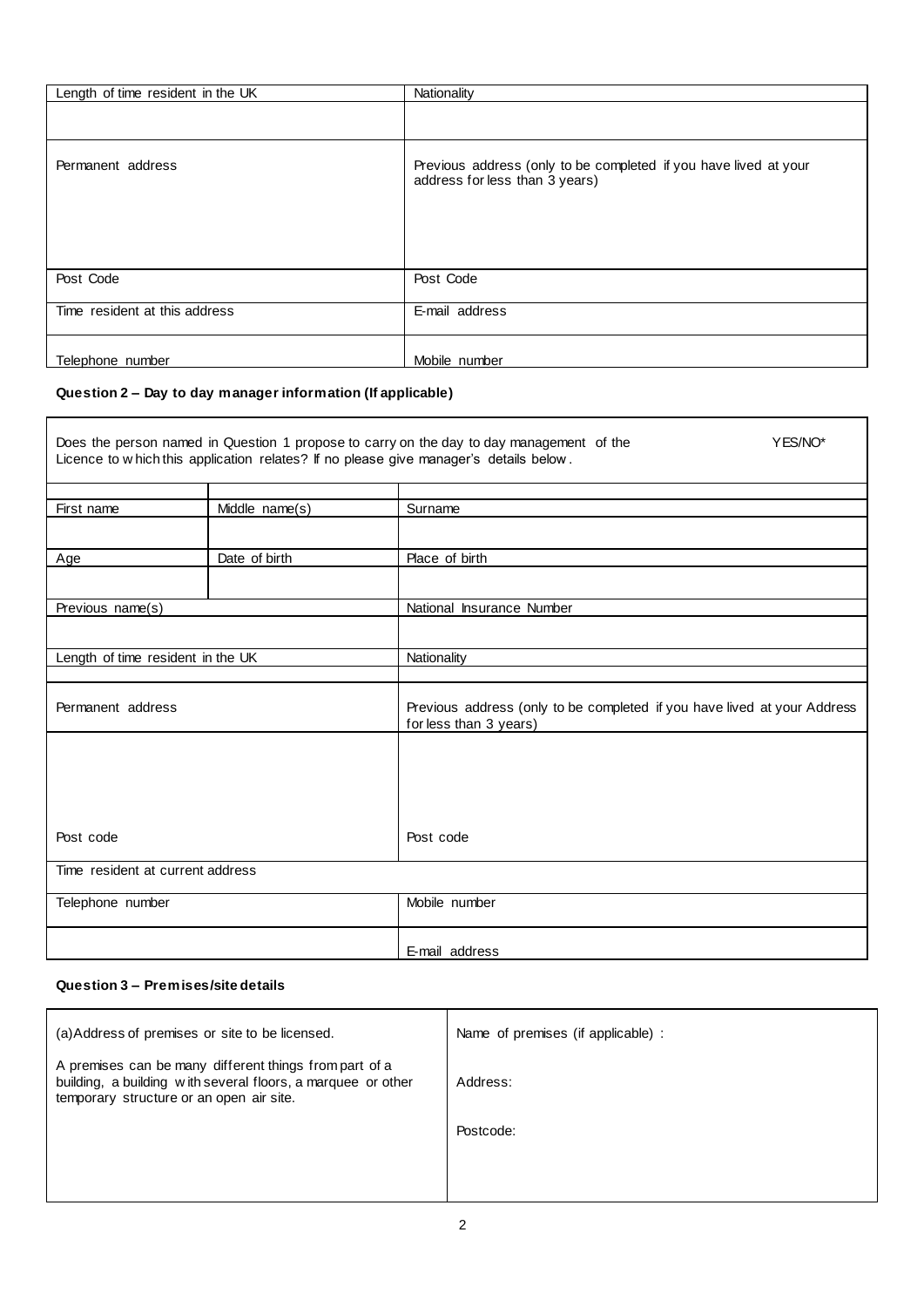| Length of time resident in the UK | Nationality |
| --- | --- |
| | |
| Permanent address | Previous address (only to be completed if you have lived at your address for less than 3 years) |
| Post Code | Post Code |
| Time resident at this address | E-mail address |
| Telephone number | Mobile number |

**Question 2 – Day to day manager information (If applicable)**

| Does the person named in Question 1 propose to carry on the day to day management of the Licence to which this application relates? If no please give manager's details below. YES/NO* | | |
| --- | --- | --- |
| | | |
| First name | Middle name(s) | Surname |
| | | |
| Age | Date of birth | Place of birth |
| | | |
| Previous name(s) | | National Insurance Number |
| | | |
| Length of time resident in the UK | | Nationality |
| | | |
| Permanent address | | Previous address (only to be completed if you have lived at your Address for less than 3 years) |
| Post code | | Post code |
| Time resident at current address | | |
| Telephone number | | Mobile number |
| | | E-mail address |

**Question 3 – Premises/site details**

| (a) Address of premises or site to be licensed.<br><br>A premises can be many different things from part of a building, a building with several floors, a marquee or other temporary structure or an open air site. | Name of premises (if applicable) :<br><br>Address:<br><br>Postcode: |
| --- | --- |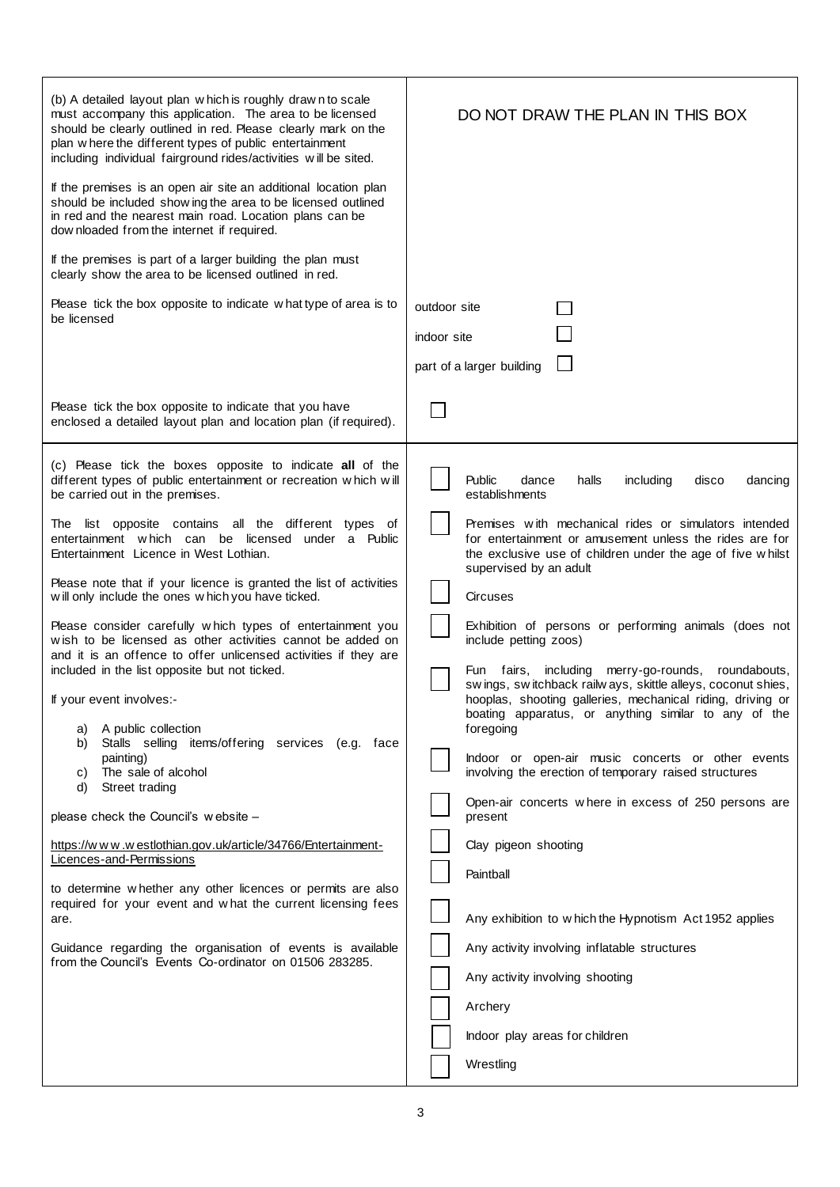| | |
|---|---|
| (b) A detailed layout plan which is roughly drawn to scale must accompany this application. The area to be licensed should be clearly outlined in red. Please clearly mark on the plan where the different types of public entertainment including individual fairground rides/activities will be sited.<br><br>If the premises is an open air site an additional location plan should be included showing the area to be licensed outlined in red and the nearest main road. Location plans can be downloaded from the internet if required.<br><br>If the premises is part of a larger building the plan must clearly show the area to be licensed outlined in red. | DO NOT DRAW THE PLAN IN THIS BOX |
| Please tick the box opposite to indicate what type of area is to be licensed | outdoor site ☐<br>indoor site ☐<br>part of a larger building ☐ |
| Please tick the box opposite to indicate that you have enclosed a detailed layout plan and location plan (if required). | ☐ |

| | |
|---|---|
| (c) Please tick the boxes opposite to indicate **all** of the different types of public entertainment or recreation which will be carried out in the premises.<br><br>The list opposite contains all the different types of entertainment which can be licensed under a Public Entertainment Licence in West Lothian.<br><br>Please note that if your licence is granted the list of activities will only include the ones which you have ticked.<br><br>Please consider carefully which types of entertainment you wish to be licensed as other activities cannot be added on and it is an offence to offer unlicensed activities if they are included in the list opposite but not ticked.<br><br>If your event involves:-<br>a) A public collection<br>b) Stalls selling items/offering services (e.g. face painting)<br>c) The sale of alcohol<br>d) Street trading<br><br>please check the Council's website –<br><br>https://www.westlothian.gov.uk/article/34766/Entertainment-Licences-and-Permissions<br><br>to determine whether any other licences or permits are also required for your event and what the current licensing fees are.<br><br>Guidance regarding the organisation of events is available from the Council's Events Co-ordinator on 01506 283285. | ☐ Public dance halls including disco dancing establishments<br><br>☐ Premises with mechanical rides or simulators intended for entertainment or amusement unless the rides are for the exclusive use of children under the age of five whilst supervised by an adult<br><br>☐ Circuses<br><br>☐ Exhibition of persons or performing animals (does not include petting zoos)<br><br>☐ Fun fairs, including merry-go-rounds, roundabouts, swings, switchback railways, skittle alleys, coconut shies, hooplas, shooting galleries, mechanical riding, driving or boating apparatus, or anything similar to any of the foregoing<br><br>☐ Indoor or open-air music concerts or other events involving the erection of temporary raised structures<br><br>☐ Open-air concerts where in excess of 250 persons are present<br><br>☐ Clay pigeon shooting<br><br>☐ Paintball<br><br>☐ Any exhibition to which the Hypnotism Act 1952 applies<br><br>☐ Any activity involving inflatable structures<br><br>☐ Any activity involving shooting<br><br>☐ Archery<br><br>☐ Indoor play areas for children<br><br>☐ Wrestling |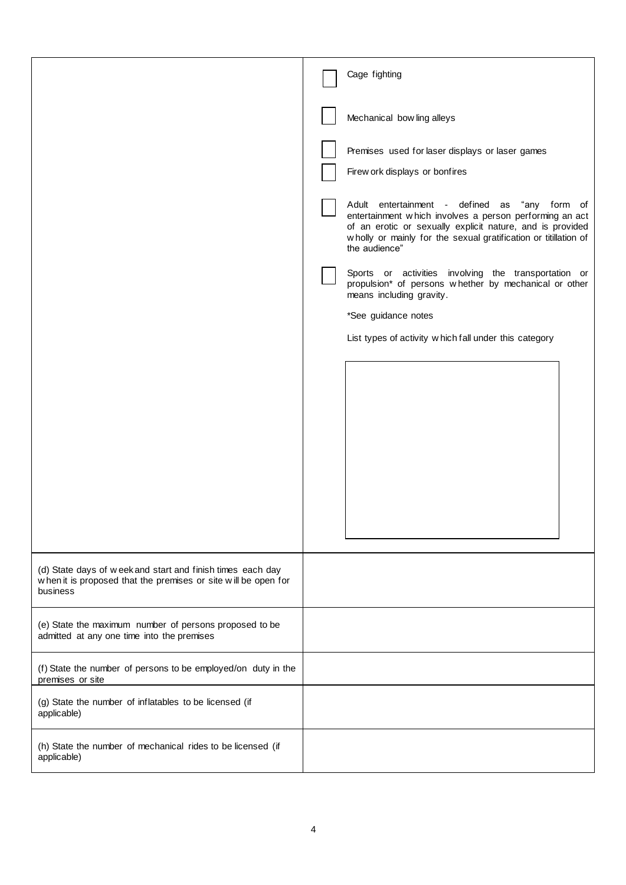| | |
|---|---|
| | ☐ Cage fighting<br><br>☐ Mechanical bowling alleys<br><br>☐ Premises used for laser displays or laser games<br><br>☐ Firework displays or bonfires<br><br>☐ Adult entertainment - defined as "any form of entertainment which involves a person performing an act of an erotic or sexually explicit nature, and is provided wholly or mainly for the sexual gratification or titillation of the audience"<br><br>☐ Sports or activities involving the transportation or propulsion* of persons whether by mechanical or other means including gravity.<br><br>*See guidance notes<br><br>List types of activity which fall under this category |
| (d) State days of week and start and finish times each day when it is proposed that the premises or site will be open for business | |
| (e) State the maximum number of persons proposed to be admitted at any one time into the premises | |
| (f) State the number of persons to be employed/on duty in the premises or site | |
| (g) State the number of inflatables to be licensed (if applicable) | |
| (h) State the number of mechanical rides to be licensed (if applicable) | |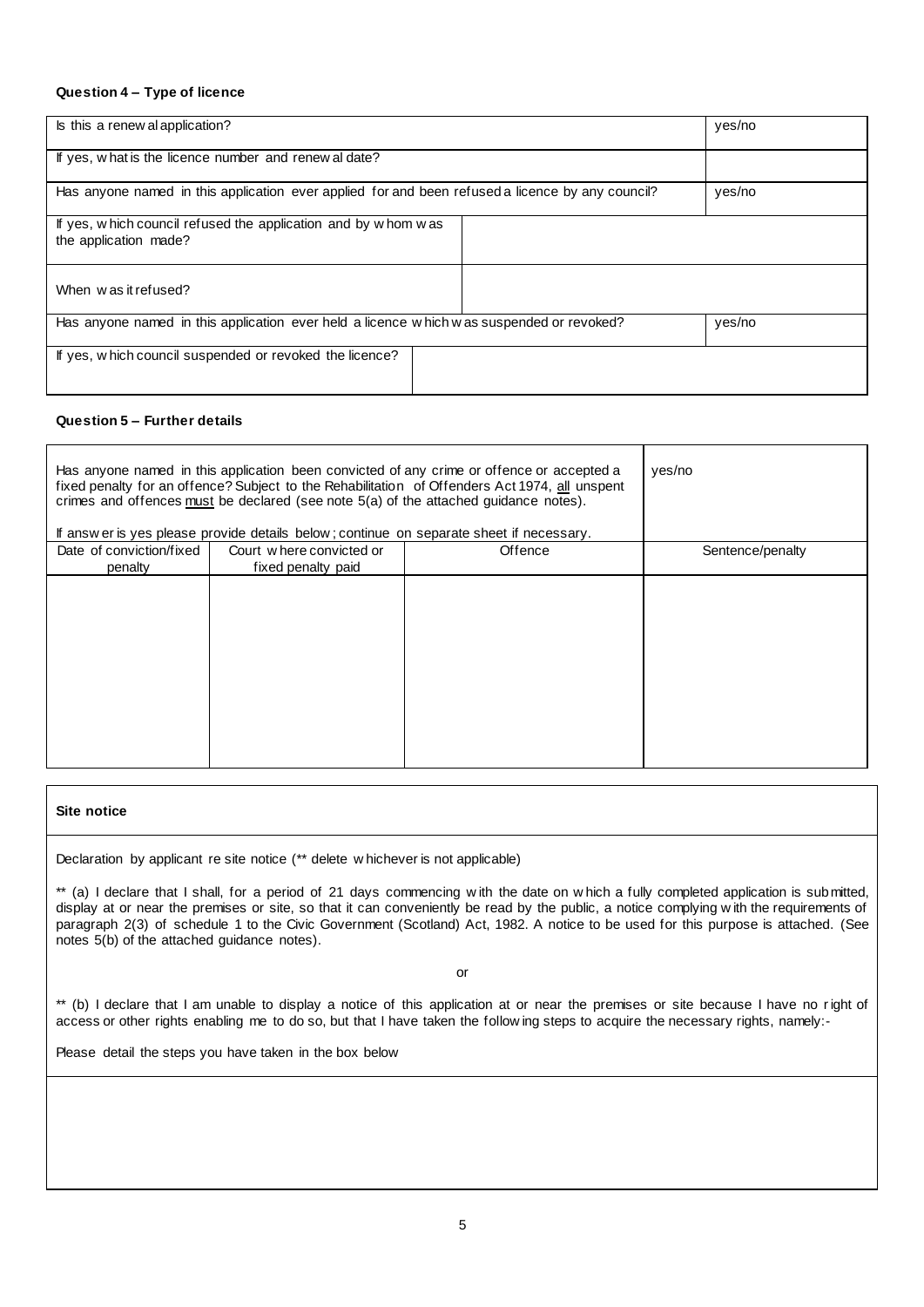**Question 4 – Type of licence**

| | | |
|---|---|---|
| Is this a renewal application? | | yes/no |
| If yes, what is the licence number and renewal date? | | |
| Has anyone named in this application ever applied for and been refused a licence by any council? | | yes/no |
| If yes, which council refused the application and by whom was the application made? | | |
| When was it refused? | | |
| Has anyone named in this application ever held a licence which was suspended or revoked? | | yes/no |
| If yes, which council suspended or revoked the licence? | | |

**Question 5 – Further details**

| Has anyone named in this application been convicted of any crime or offence or accepted a fixed penalty for an offence? Subject to the Rehabilitation of Offenders Act 1974, all unspent crimes and offences must be declared (see note 5(a) of the attached guidance notes).<br><br>If answer is yes please provide details below; continue on separate sheet if necessary. | | | yes/no |
|---|---|---|---|
| Date of conviction/fixed penalty | Court where convicted or fixed penalty paid | Offence | Sentence/penalty |
| | | | |

**Site notice**

Declaration by applicant re site notice (** delete whichever is not applicable)

** (a) I declare that I shall, for a period of 21 days commencing with the date on which a fully completed application is submitted, display at or near the premises or site, so that it can conveniently be read by the public, a notice complying with the requirements of paragraph 2(3) of schedule 1 to the Civic Government (Scotland) Act, 1982. A notice to be used for this purpose is attached. (See notes 5(b) of the attached guidance notes).

or

** (b) I declare that I am unable to display a notice of this application at or near the premises or site because I have no right of access or other rights enabling me to do so, but that I have taken the following steps to acquire the necessary rights, namely:-

Please detail the steps you have taken in the box below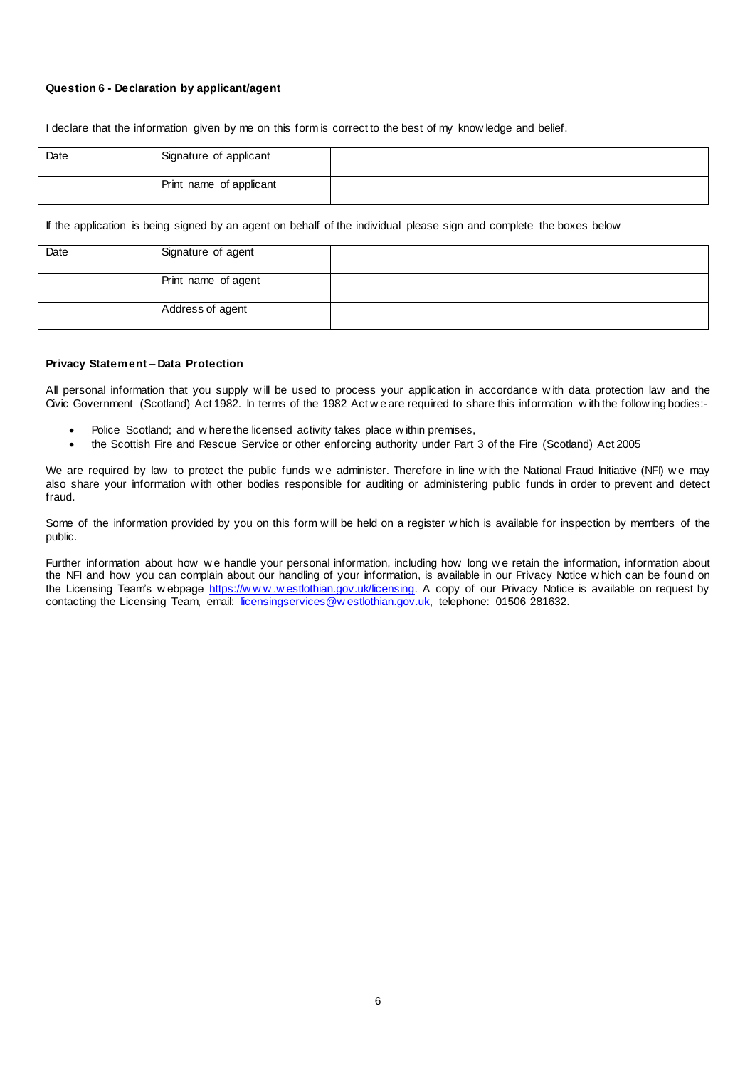**Question 6 - Declaration by applicant/agent**

I declare that the information given by me on this form is correct to the best of my knowledge and belief.

| Date | Signature of applicant | |
|---|---|---|
| | Print name of applicant | |

If the application is being signed by an agent on behalf of the individual please sign and complete the boxes below

| Date | Signature of agent | |
|---|---|---|
| | Print name of agent | |
| | Address of agent | |

**Privacy Statement – Data Protection**

All personal information that you supply will be used to process your application in accordance with data protection law and the Civic Government (Scotland) Act 1982. In terms of the 1982 Act we are required to share this information with the following bodies:-

- Police Scotland; and where the licensed activity takes place within premises,
- the Scottish Fire and Rescue Service or other enforcing authority under Part 3 of the Fire (Scotland) Act 2005

We are required by law to protect the public funds we administer. Therefore in line with the National Fraud Initiative (NFI) we may also share your information with other bodies responsible for auditing or administering public funds in order to prevent and detect fraud.

Some of the information provided by you on this form will be held on a register which is available for inspection by members of the public.

Further information about how we handle your personal information, including how long we retain the information, information about the NFI and how you can complain about our handling of your information, is available in our Privacy Notice which can be found on the Licensing Team's webpage https://www.westlothian.gov.uk/licensing. A copy of our Privacy Notice is available on request by contacting the Licensing Team, email: licensingservices@westlothian.gov.uk, telephone: 01506 281632.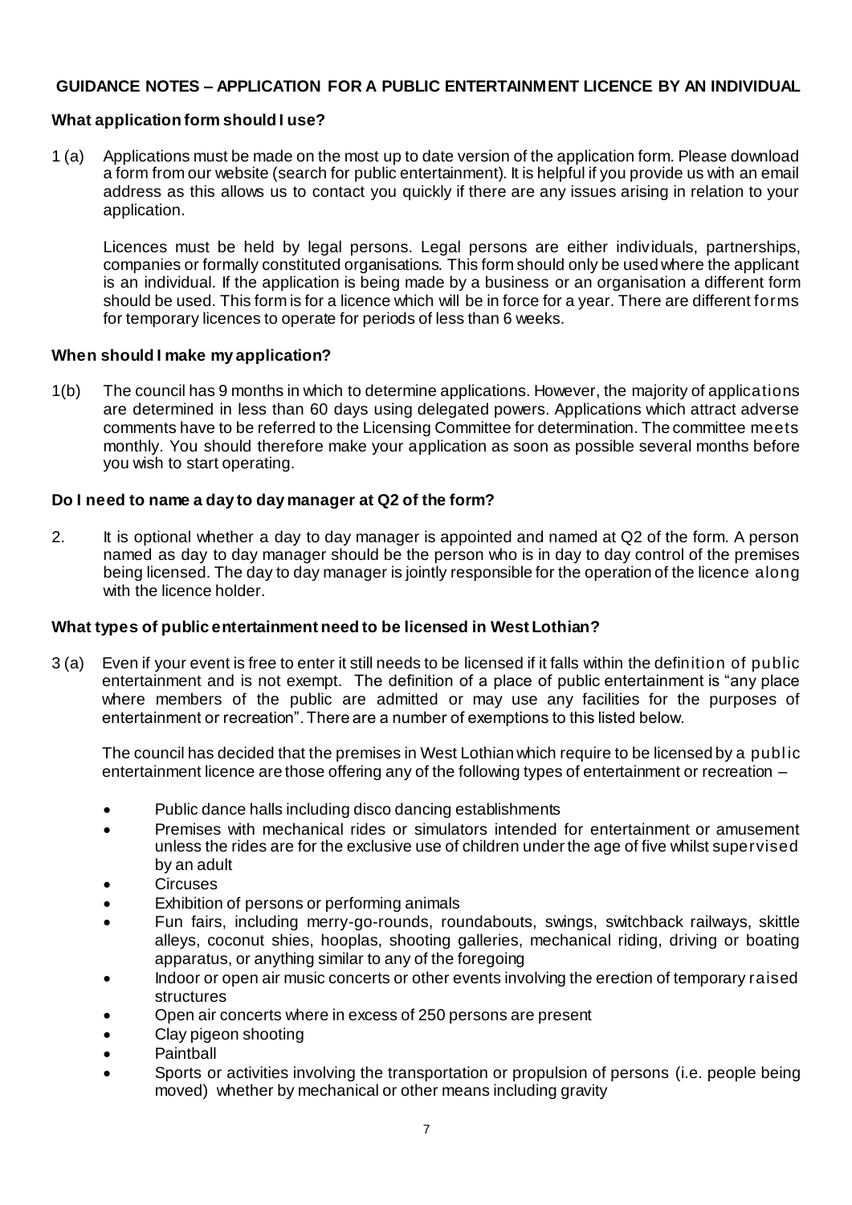## GUIDANCE NOTES – APPLICATION FOR A PUBLIC ENTERTAINMENT LICENCE BY AN INDIVIDUAL

### What application form should I use?

1 (a) Applications must be made on the most up to date version of the application form. Please download a form from our website (search for public entertainment). It is helpful if you provide us with an email address as this allows us to contact you quickly if there are any issues arising in relation to your application.

Licences must be held by legal persons. Legal persons are either individuals, partnerships, companies or formally constituted organisations. This form should only be used where the applicant is an individual. If the application is being made by a business or an organisation a different form should be used. This form is for a licence which will be in force for a year. There are different forms for temporary licences to operate for periods of less than 6 weeks.

### When should I make my application?

1(b) The council has 9 months in which to determine applications. However, the majority of applications are determined in less than 60 days using delegated powers. Applications which attract adverse comments have to be referred to the Licensing Committee for determination. The committee meets monthly. You should therefore make your application as soon as possible several months before you wish to start operating.

### Do I need to name a day to day manager at Q2 of the form?

2. It is optional whether a day to day manager is appointed and named at Q2 of the form. A person named as day to day manager should be the person who is in day to day control of the premises being licensed. The day to day manager is jointly responsible for the operation of the licence along with the licence holder.

### What types of public entertainment need to be licensed in West Lothian?

3 (a) Even if your event is free to enter it still needs to be licensed if it falls within the definition of public entertainment and is not exempt. The definition of a place of public entertainment is "any place where members of the public are admitted or may use any facilities for the purposes of entertainment or recreation". There are a number of exemptions to this listed below.

The council has decided that the premises in West Lothian which require to be licensed by a public entertainment licence are those offering any of the following types of entertainment or recreation –

- Public dance halls including disco dancing establishments
- Premises with mechanical rides or simulators intended for entertainment or amusement unless the rides are for the exclusive use of children under the age of five whilst supervised by an adult
- Circuses
- Exhibition of persons or performing animals
- Fun fairs, including merry-go-rounds, roundabouts, swings, switchback railways, skittle alleys, coconut shies, hooplas, shooting galleries, mechanical riding, driving or boating apparatus, or anything similar to any of the foregoing
- Indoor or open air music concerts or other events involving the erection of temporary raised structures
- Open air concerts where in excess of 250 persons are present
- Clay pigeon shooting
- Paintball
- Sports or activities involving the transportation or propulsion of persons (i.e. people being moved) whether by mechanical or other means including gravity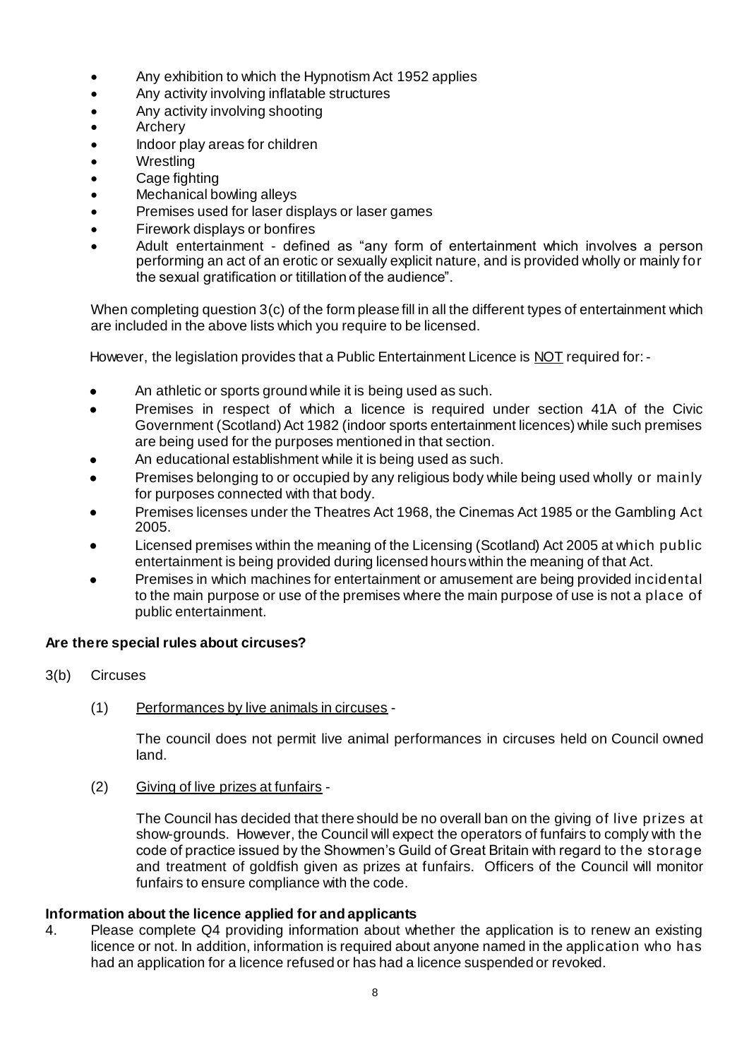- Any exhibition to which the Hypnotism Act 1952 applies
- Any activity involving inflatable structures
- Any activity involving shooting
- Archery
- Indoor play areas for children
- Wrestling
- Cage fighting
- Mechanical bowling alleys
- Premises used for laser displays or laser games
- Firework displays or bonfires
- Adult entertainment - defined as "any form of entertainment which involves a person performing an act of an erotic or sexually explicit nature, and is provided wholly or mainly for the sexual gratification or titillation of the audience".

When completing question 3(c) of the form please fill in all the different types of entertainment which are included in the above lists which you require to be licensed.

However, the legislation provides that a Public Entertainment Licence is NOT required for: -

- An athletic or sports ground while it is being used as such.
- Premises in respect of which a licence is required under section 41A of the Civic Government (Scotland) Act 1982 (indoor sports entertainment licences) while such premises are being used for the purposes mentioned in that section.
- An educational establishment while it is being used as such.
- Premises belonging to or occupied by any religious body while being used wholly or mainly for purposes connected with that body.
- Premises licenses under the Theatres Act 1968, the Cinemas Act 1985 or the Gambling Act 2005.
- Licensed premises within the meaning of the Licensing (Scotland) Act 2005 at which public entertainment is being provided during licensed hours within the meaning of that Act.
- Premises in which machines for entertainment or amusement are being provided incidental to the main purpose or use of the premises where the main purpose of use is not a place of public entertainment.

**Are there special rules about circuses?**

3(b) Circuses

(1) Performances by live animals in circuses -

The council does not permit live animal performances in circuses held on Council owned land.

(2) Giving of live prizes at funfairs -

The Council has decided that there should be no overall ban on the giving of live prizes at show-grounds. However, the Council will expect the operators of funfairs to comply with the code of practice issued by the Showmen's Guild of Great Britain with regard to the storage and treatment of goldfish given as prizes at funfairs. Officers of the Council will monitor funfairs to ensure compliance with the code.

**Information about the licence applied for and applicants**

4. Please complete Q4 providing information about whether the application is to renew an existing licence or not. In addition, information is required about anyone named in the application who has had an application for a licence refused or has had a licence suspended or revoked.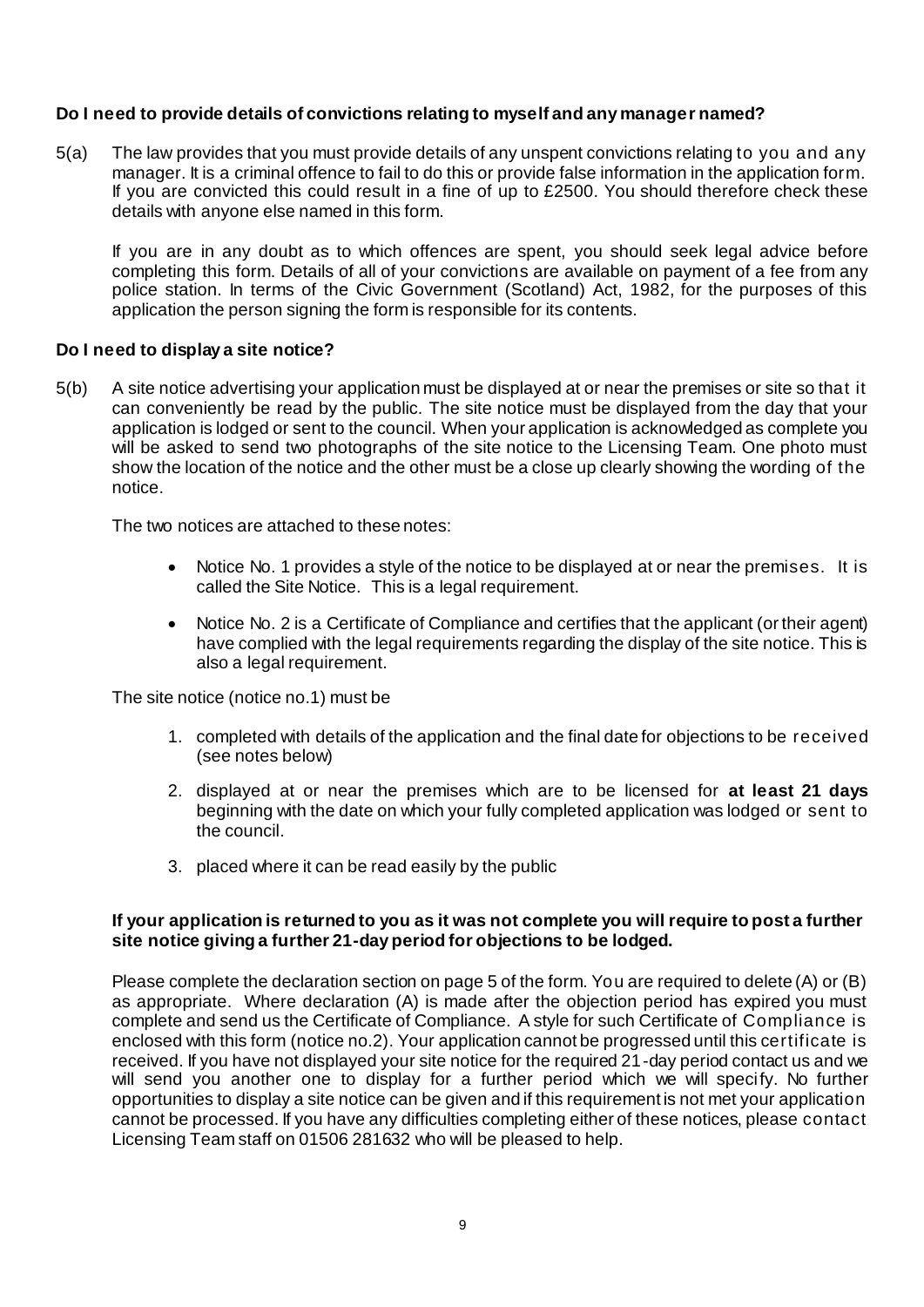**Do I need to provide details of convictions relating to myself and any manager named?**

5(a) The law provides that you must provide details of any unspent convictions relating to you and any manager. It is a criminal offence to fail to do this or provide false information in the application form. If you are convicted this could result in a fine of up to £2500. You should therefore check these details with anyone else named in this form.

If you are in any doubt as to which offences are spent, you should seek legal advice before completing this form. Details of all of your convictions are available on payment of a fee from any police station. In terms of the Civic Government (Scotland) Act, 1982, for the purposes of this application the person signing the form is responsible for its contents.

**Do I need to display a site notice?**

5(b) A site notice advertising your application must be displayed at or near the premises or site so that it can conveniently be read by the public. The site notice must be displayed from the day that your application is lodged or sent to the council. When your application is acknowledged as complete you will be asked to send two photographs of the site notice to the Licensing Team. One photo must show the location of the notice and the other must be a close up clearly showing the wording of the notice.

The two notices are attached to these notes:

- Notice No. 1 provides a style of the notice to be displayed at or near the premises. It is called the Site Notice. This is a legal requirement.
- Notice No. 2 is a Certificate of Compliance and certifies that the applicant (or their agent) have complied with the legal requirements regarding the display of the site notice. This is also a legal requirement.

The site notice (notice no.1) must be

1. completed with details of the application and the final date for objections to be received (see notes below)
2. displayed at or near the premises which are to be licensed for **at least 21 days** beginning with the date on which your fully completed application was lodged or sent to the council.
3. placed where it can be read easily by the public

**If your application is returned to you as it was not complete you will require to post a further site notice giving a further 21-day period for objections to be lodged.**

Please complete the declaration section on page 5 of the form. You are required to delete (A) or (B) as appropriate. Where declaration (A) is made after the objection period has expired you must complete and send us the Certificate of Compliance. A style for such Certificate of Compliance is enclosed with this form (notice no.2). Your application cannot be progressed until this certificate is received. If you have not displayed your site notice for the required 21-day period contact us and we will send you another one to display for a further period which we will specify. No further opportunities to display a site notice can be given and if this requirement is not met your application cannot be processed. If you have any difficulties completing either of these notices, please contact Licensing Team staff on 01506 281632 who will be pleased to help.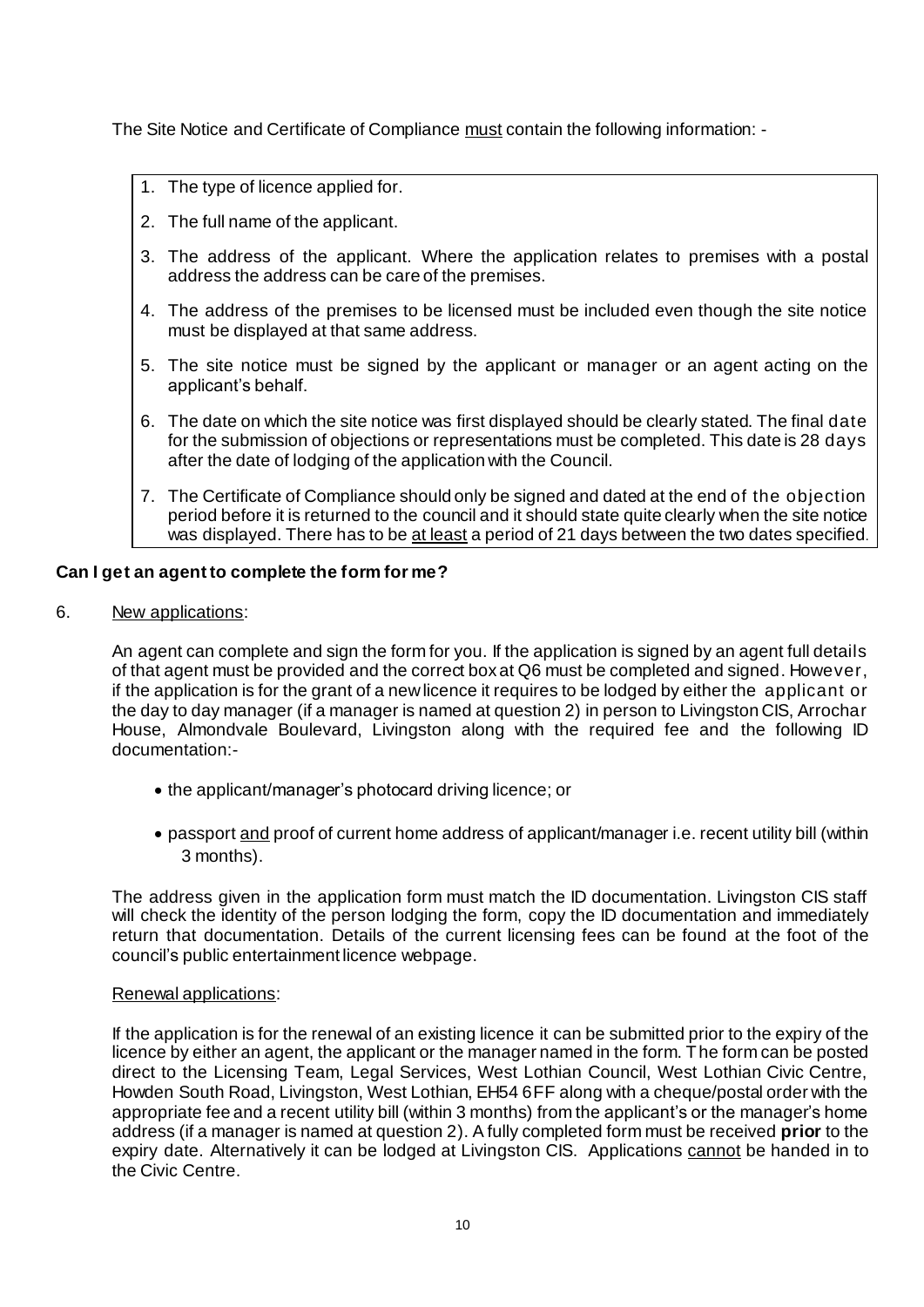The Site Notice and Certificate of Compliance must contain the following information: -

1. The type of licence applied for.
2. The full name of the applicant.
3. The address of the applicant. Where the application relates to premises with a postal address the address can be care of the premises.
4. The address of the premises to be licensed must be included even though the site notice must be displayed at that same address.
5. The site notice must be signed by the applicant or manager or an agent acting on the applicant's behalf.
6. The date on which the site notice was first displayed should be clearly stated. The final date for the submission of objections or representations must be completed. This date is 28 days after the date of lodging of the application with the Council.
7. The Certificate of Compliance should only be signed and dated at the end of the objection period before it is returned to the council and it should state quite clearly when the site notice was displayed. There has to be at least a period of 21 days between the two dates specified.

**Can I get an agent to complete the form for me?**

6. New applications:

An agent can complete and sign the form for you. If the application is signed by an agent full details of that agent must be provided and the correct box at Q6 must be completed and signed. However, if the application is for the grant of a new licence it requires to be lodged by either the applicant or the day to day manager (if a manager is named at question 2) in person to Livingston CIS, Arrochar House, Almondvale Boulevard, Livingston along with the required fee and the following ID documentation:-

- the applicant/manager's photocard driving licence; or
- passport and proof of current home address of applicant/manager i.e. recent utility bill (within 3 months).

The address given in the application form must match the ID documentation. Livingston CIS staff will check the identity of the person lodging the form, copy the ID documentation and immediately return that documentation. Details of the current licensing fees can be found at the foot of the council's public entertainment licence webpage.

Renewal applications:

If the application is for the renewal of an existing licence it can be submitted prior to the expiry of the licence by either an agent, the applicant or the manager named in the form. The form can be posted direct to the Licensing Team, Legal Services, West Lothian Council, West Lothian Civic Centre, Howden South Road, Livingston, West Lothian, EH54 6FF along with a cheque/postal order with the appropriate fee and a recent utility bill (within 3 months) from the applicant's or the manager's home address (if a manager is named at question 2). A fully completed form must be received **prior** to the expiry date. Alternatively it can be lodged at Livingston CIS. Applications cannot be handed in to the Civic Centre.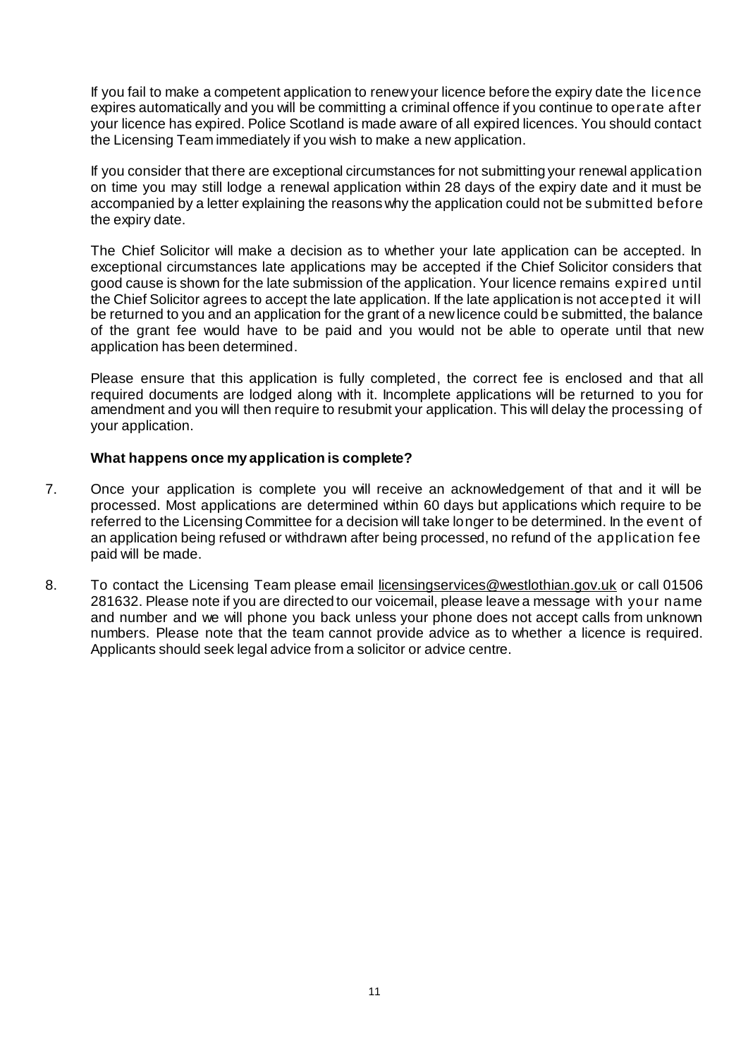If you fail to make a competent application to renew your licence before the expiry date the licence expires automatically and you will be committing a criminal offence if you continue to operate after your licence has expired. Police Scotland is made aware of all expired licences. You should contact the Licensing Team immediately if you wish to make a new application.

If you consider that there are exceptional circumstances for not submitting your renewal application on time you may still lodge a renewal application within 28 days of the expiry date and it must be accompanied by a letter explaining the reasons why the application could not be submitted before the expiry date.

The Chief Solicitor will make a decision as to whether your late application can be accepted. In exceptional circumstances late applications may be accepted if the Chief Solicitor considers that good cause is shown for the late submission of the application. Your licence remains expired until the Chief Solicitor agrees to accept the late application. If the late application is not accepted it will be returned to you and an application for the grant of a new licence could be submitted, the balance of the grant fee would have to be paid and you would not be able to operate until that new application has been determined.

Please ensure that this application is fully completed, the correct fee is enclosed and that all required documents are lodged along with it. Incomplete applications will be returned to you for amendment and you will then require to resubmit your application. This will delay the processing of your application.

**What happens once my application is complete?**

7. Once your application is complete you will receive an acknowledgement of that and it will be processed. Most applications are determined within 60 days but applications which require to be referred to the Licensing Committee for a decision will take longer to be determined. In the event of an application being refused or withdrawn after being processed, no refund of the application fee paid will be made.

8. To contact the Licensing Team please email licensingservices@westlothian.gov.uk or call 01506 281632. Please note if you are directed to our voicemail, please leave a message with your name and number and we will phone you back unless your phone does not accept calls from unknown numbers. Please note that the team cannot provide advice as to whether a licence is required. Applicants should seek legal advice from a solicitor or advice centre.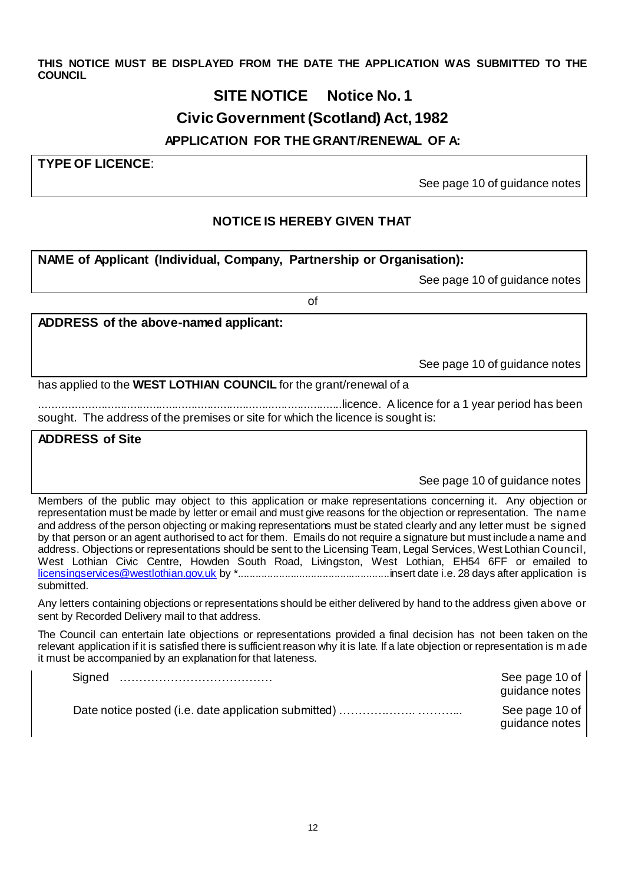**THIS NOTICE MUST BE DISPLAYED FROM THE DATE THE APPLICATION WAS SUBMITTED TO THE COUNCIL**

# SITE NOTICE Notice No. 1

## Civic Government (Scotland) Act, 1982

### APPLICATION FOR THE GRANT/RENEWAL OF A:

| **TYPE OF LICENCE**: |
|---|
| See page 10 of guidance notes |

**NOTICE IS HEREBY GIVEN THAT**

| **NAME of Applicant (Individual, Company, Partnership or Organisation):** |
|---|
| See page 10 of guidance notes |

of

| **ADDRESS of the above-named applicant:** |
|---|
| See page 10 of guidance notes |

has applied to the **WEST LOTHIAN COUNCIL** for the grant/renewal of a

……………………………………………………………………………..licence. A licence for a 1 year period has been sought. The address of the premises or site for which the licence is sought is:

| **ADDRESS of Site** |
|---|
| See page 10 of guidance notes |

Members of the public may object to this application or make representations concerning it. Any objection or representation must be made by letter or email and must give reasons for the objection or representation. The name and address of the person objecting or making representations must be stated clearly and any letter must be signed by that person or an agent authorised to act for them. Emails do not require a signature but must include a name and address. Objections or representations should be sent to the Licensing Team, Legal Services, West Lothian Council, West Lothian Civic Centre, Howden South Road, Livingston, West Lothian, EH54 6FF or emailed to licensingservices@westlothian.gov.uk by *.................................................insert date i.e. 28 days after application is submitted.

Any letters containing objections or representations should be either delivered by hand to the address given above or sent by Recorded Delivery mail to that address.

The Council can entertain late objections or representations provided a final decision has not been taken on the relevant application if it is satisfied there is sufficient reason why it is late. If a late objection or representation is made it must be accompanied by an explanation for that lateness.

| | |
|---|---|
| Signed ………………………………… | See page 10 of guidance notes |
| Date notice posted (i.e. date application submitted) ………….…….. ………... | See page 10 of guidance notes |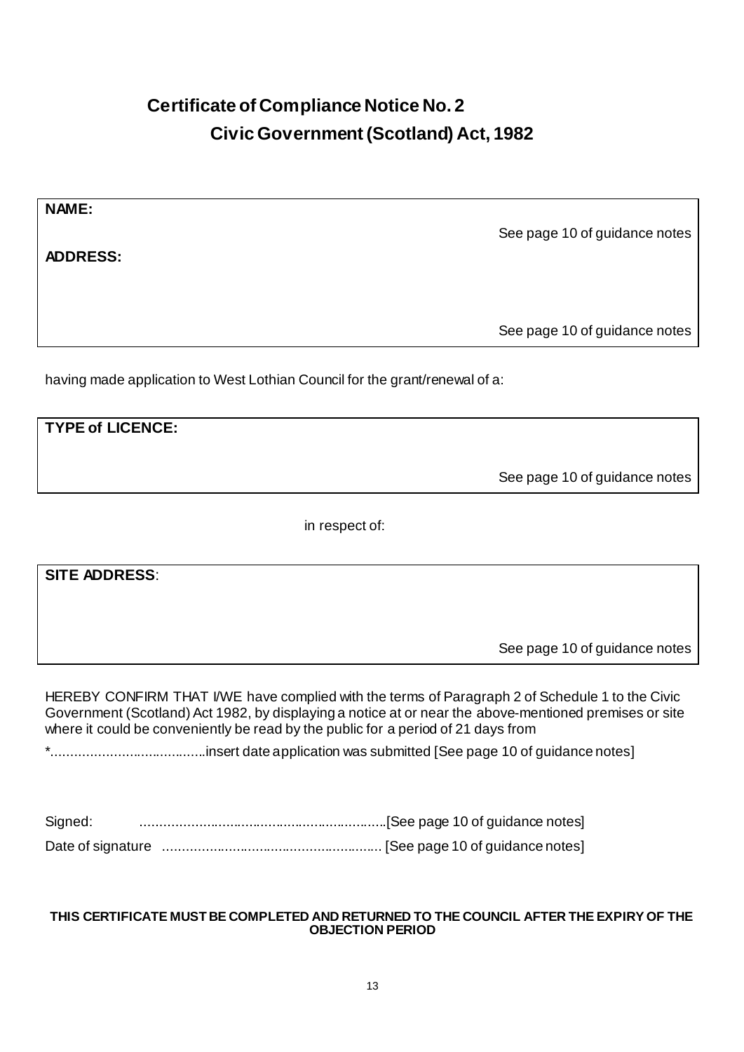# Certificate of Compliance Notice No. 2
## Civic Government (Scotland) Act, 1982

| |
|---|
| **NAME:** |
| See page 10 of guidance notes |
| **ADDRESS:** |
| See page 10 of guidance notes |

having made application to West Lothian Council for the grant/renewal of a:

| |
|---|
| **TYPE of LICENCE:** |
| See page 10 of guidance notes |

in respect of:

| |
|---|
| **SITE ADDRESS**: |
| See page 10 of guidance notes |

HEREBY CONFIRM THAT I/WE have complied with the terms of Paragraph 2 of Schedule 1 to the Civic Government (Scotland) Act 1982, by displaying a notice at or near the above-mentioned premises or site where it could be conveniently be read by the public for a period of 21 days from

*.......................................insert date application was submitted [See page 10 of guidance notes]

Signed: ..........................................................[See page 10 of guidance notes]

Date of signature ........................................................ [See page 10 of guidance notes]

**THIS CERTIFICATE MUST BE COMPLETED AND RETURNED TO THE COUNCIL AFTER THE EXPIRY OF THE OBJECTION PERIOD**